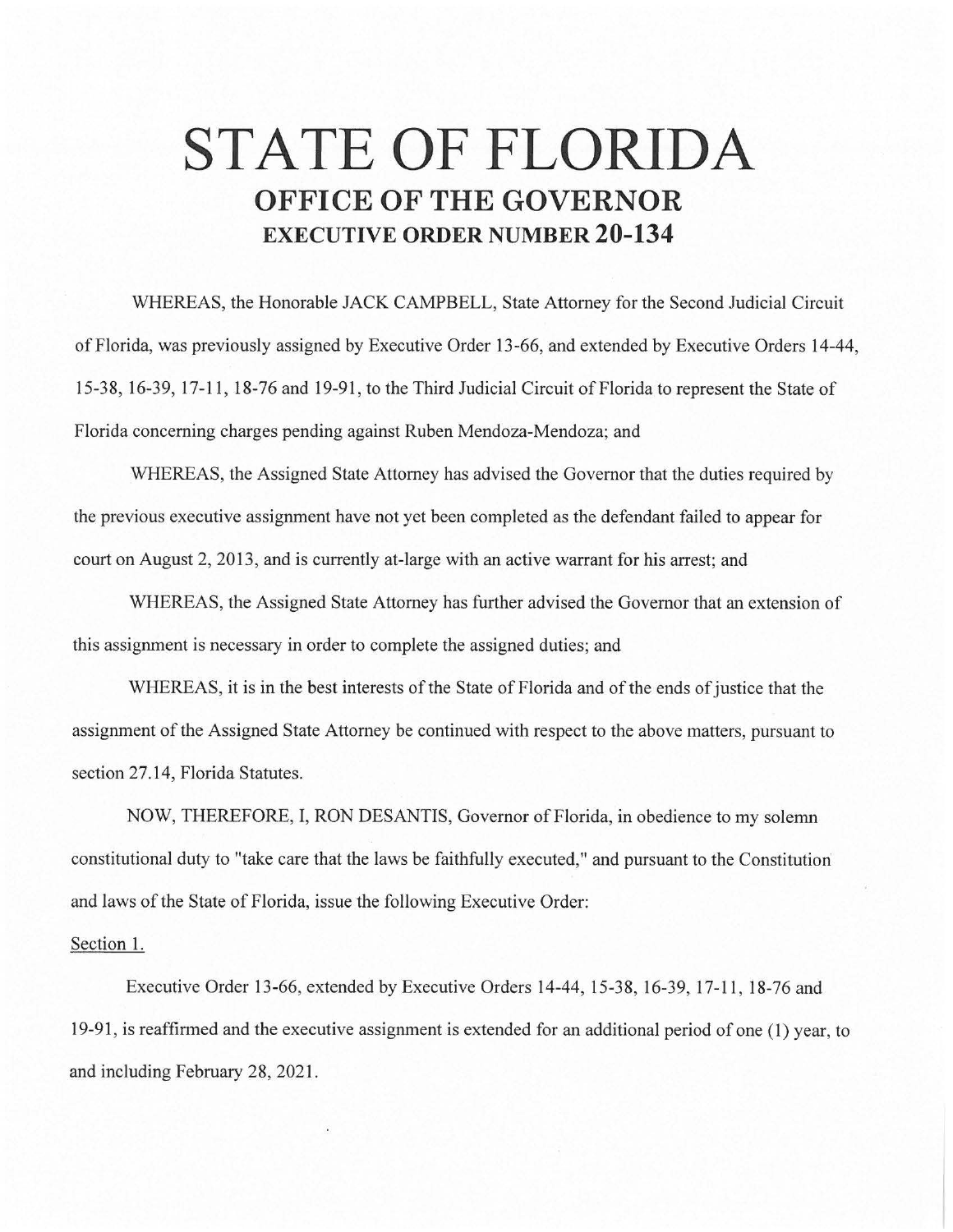# STATE OF FLORIDA

## OFFICE OF THE GOVERNOR

### EXECUTIVE ORDER NUMBER 20-134

WHEREAS, the Honorable JACK CAMPBELL, State Attorney for the Second Judicial Circuit of Florida, was previously assigned by Executive Order 13-66, and extended by Executive Orders 14-44, 15-38, 16-39, 17-11, 18-76 and 19-91, to the Third Judicial Circuit of Florida to represent the State of Florida concerning charges pending against Ruben Mendoza-Mendoza; and

WHEREAS, the Assigned State Attorney has advised the Governor that the duties required by the previous executive assignment have not yet been completed as the defendant failed to appear for court on August 2, 2013, and is currently at-large with an active warrant for his arrest; and

WHEREAS, the Assigned State Attorney has further advised the Governor that an extension of this assignment is necessary in order to complete the assigned duties; and

WHEREAS, it is in the best interests of the State of Florida and of the ends of justice that the assignment of the Assigned State Attorney be continued with respect to the above matters, pursuant to section 27.14, Florida Statutes.

NOW, THEREFORE, I, RON DESANTIS, Governor of Florida, in obedience to my solemn constitutional duty to "take care that the laws be faithfully executed," and pursuant to the Constitution and laws of the State of Florida, issue the following Executive Order:

Section 1.

Executive Order 13-66, extended by Executive Orders 14-44, 15-38, 16-39, 17-11, 18-76 and 19-91, is reaffirmed and the executive assignment is extended for an additional period of one (1) year, to and including February 28, 2021.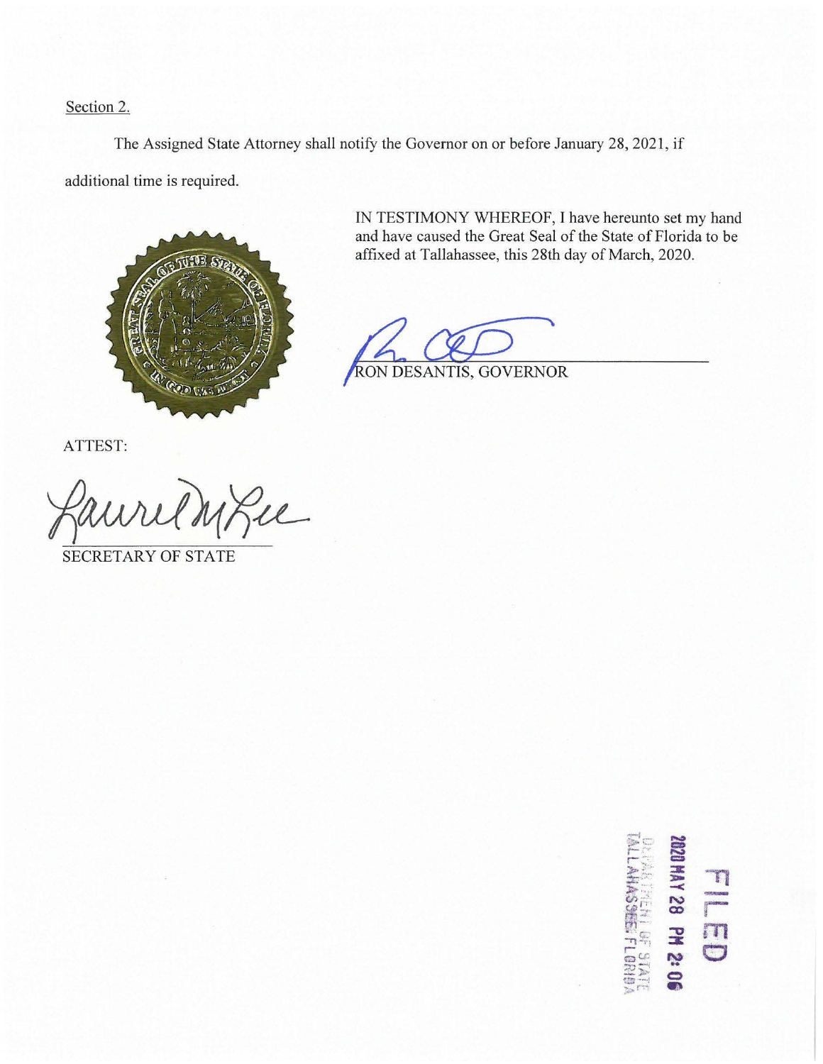Section 2.

The Assigned State Attorney shall notify the Governor on or before January 28, 2021, if additional time is required.

IN TESTIMONY WHEREOF, I have hereunto set my hand and have caused the Great Seal of the State of Florida to be affixed at Tallahassee, this 28th day of March, 2020.

RON DESANTIS, GOVERNOR

ATTEST:

SECRETARY OF STATE

FILED

2020 MAY 28 PM 2:06

DEPARTMENT OF STATE
TALLAHASSEE, FLORIDA